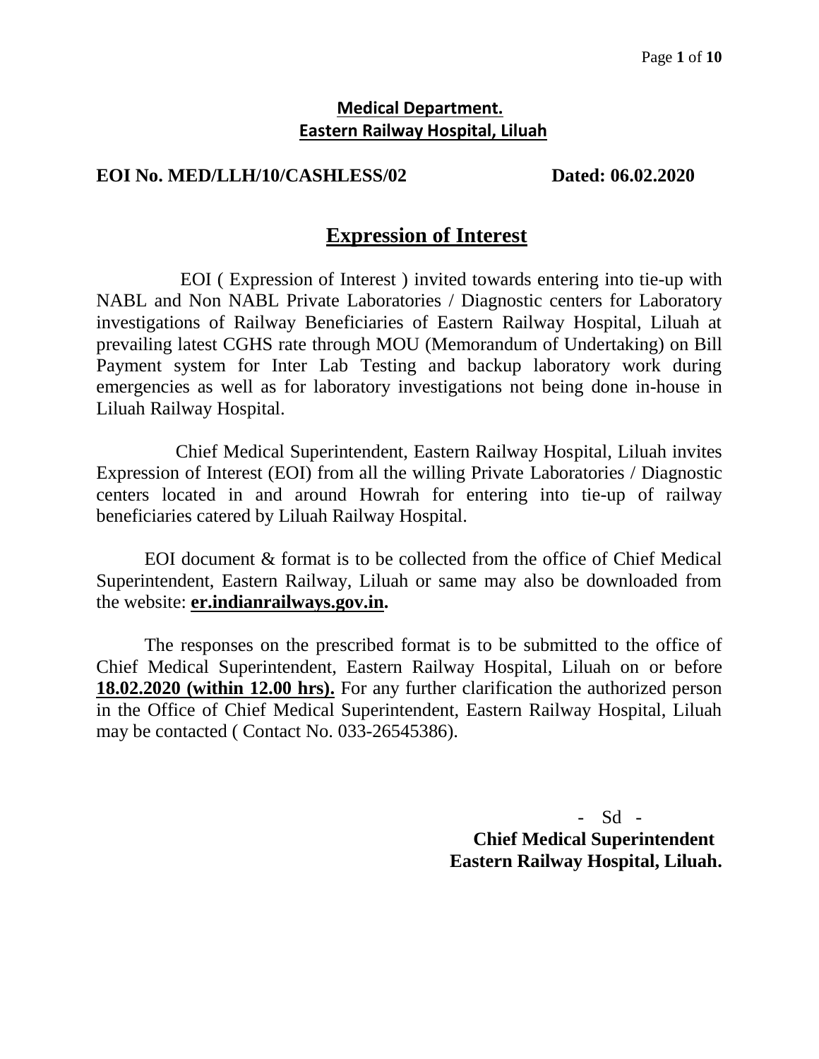**Medical Department.**
**Eastern Railway Hospital, Liluah**

**EOI No. MED/LLH/10/CASHLESS/02 Dated: 06.02.2020**

# Expression of Interest

EOI ( Expression of Interest ) invited towards entering into tie-up with NABL and Non NABL Private Laboratories / Diagnostic centers for Laboratory investigations of Railway Beneficiaries of Eastern Railway Hospital, Liluah at prevailing latest CGHS rate through MOU (Memorandum of Undertaking) on Bill Payment system for Inter Lab Testing and backup laboratory work during emergencies as well as for laboratory investigations not being done in-house in Liluah Railway Hospital.

Chief Medical Superintendent, Eastern Railway Hospital, Liluah invites Expression of Interest (EOI) from all the willing Private Laboratories / Diagnostic centers located in and around Howrah for entering into tie-up of railway beneficiaries catered by Liluah Railway Hospital.

EOI document & format is to be collected from the office of Chief Medical Superintendent, Eastern Railway, Liluah or same may also be downloaded from the website: **er.indianrailways.gov.in.**

The responses on the prescribed format is to be submitted to the office of Chief Medical Superintendent, Eastern Railway Hospital, Liluah on or before **18.02.2020 (within 12.00 hrs).** For any further clarification the authorized person in the Office of Chief Medical Superintendent, Eastern Railway Hospital, Liluah may be contacted ( Contact No. 033-26545386).

- Sd -

**Chief Medical Superintendent**
**Eastern Railway Hospital, Liluah.**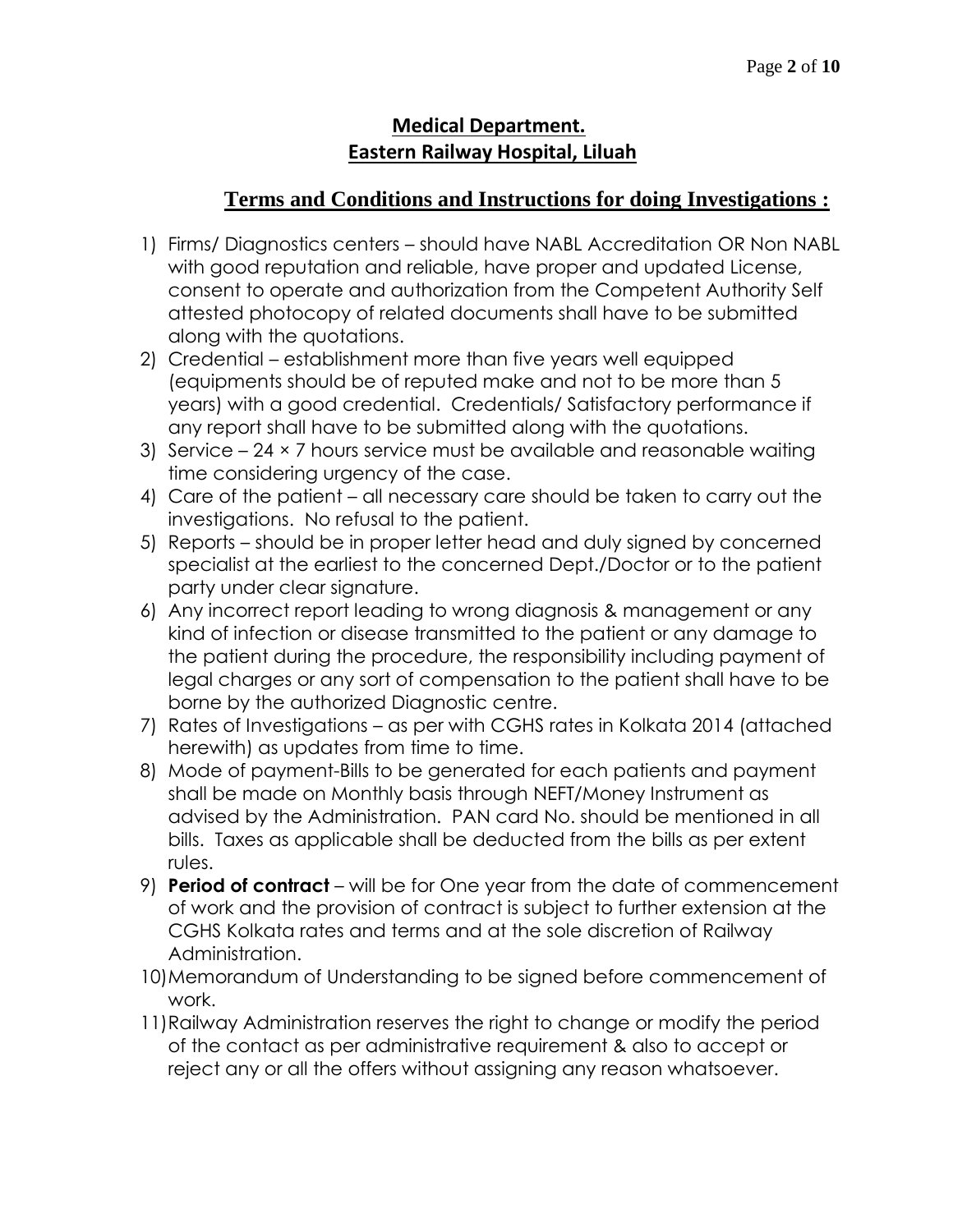## Medical Department.
## Eastern Railway Hospital, Liluah

### Terms and Conditions and Instructions for doing Investigations :

1) Firms/ Diagnostics centers – should have NABL Accreditation OR Non NABL with good reputation and reliable, have proper and updated License, consent to operate and authorization from the Competent Authority Self attested photocopy of related documents shall have to be submitted along with the quotations.
2) Credential – establishment more than five years well equipped (equipments should be of reputed make and not to be more than 5 years) with a good credential. Credentials/ Satisfactory performance if any report shall have to be submitted along with the quotations.
3) Service – 24 × 7 hours service must be available and reasonable waiting time considering urgency of the case.
4) Care of the patient – all necessary care should be taken to carry out the investigations. No refusal to the patient.
5) Reports – should be in proper letter head and duly signed by concerned specialist at the earliest to the concerned Dept./Doctor or to the patient party under clear signature.
6) Any incorrect report leading to wrong diagnosis & management or any kind of infection or disease transmitted to the patient or any damage to the patient during the procedure, the responsibility including payment of legal charges or any sort of compensation to the patient shall have to be borne by the authorized Diagnostic centre.
7) Rates of Investigations – as per with CGHS rates in Kolkata 2014 (attached herewith) as updates from time to time.
8) Mode of payment-Bills to be generated for each patients and payment shall be made on Monthly basis through NEFT/Money Instrument as advised by the Administration. PAN card No. should be mentioned in all bills. Taxes as applicable shall be deducted from the bills as per extent rules.
9) **Period of contract** – will be for One year from the date of commencement of work and the provision of contract is subject to further extension at the CGHS Kolkata rates and terms and at the sole discretion of Railway Administration.
10) Memorandum of Understanding to be signed before commencement of work.
11) Railway Administration reserves the right to change or modify the period of the contact as per administrative requirement & also to accept or reject any or all the offers without assigning any reason whatsoever.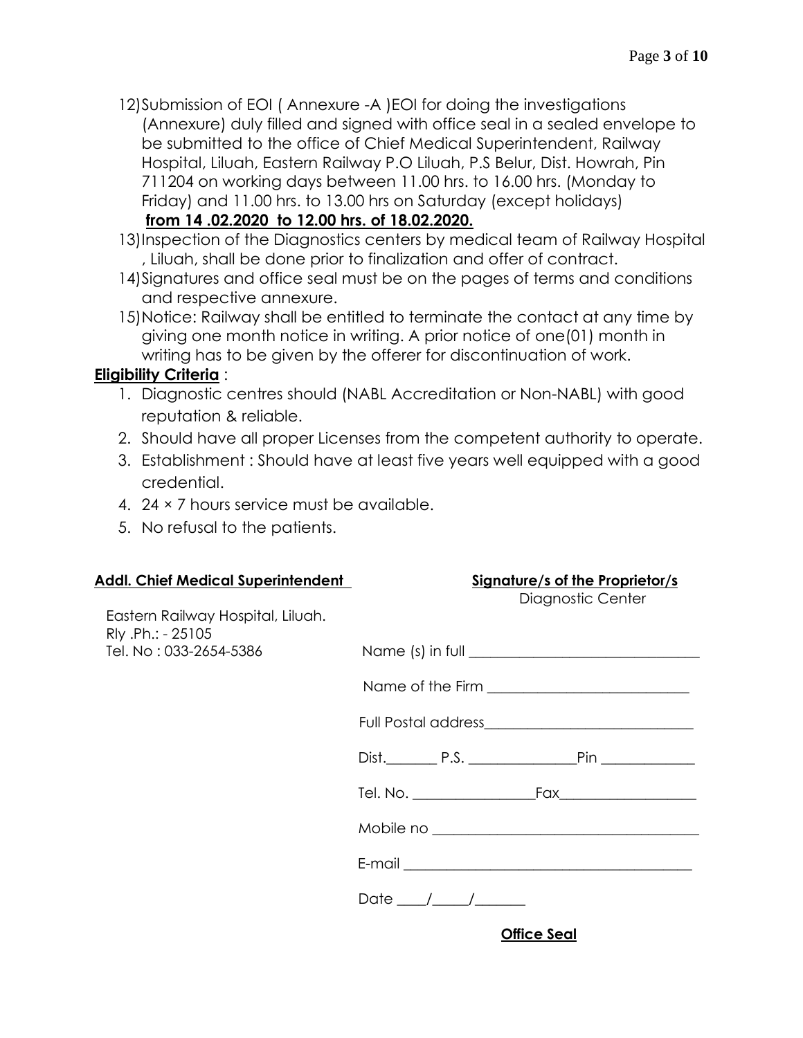12) Submission of EOI ( Annexure -A )EOI for doing the investigations (Annexure) duly filled and signed with office seal in a sealed envelope to be submitted to the office of Chief Medical Superintendent, Railway Hospital, Liluah, Eastern Railway P.O Liluah, P.S Belur, Dist. Howrah, Pin 711204 on working days between 11.00 hrs. to 16.00 hrs. (Monday to Friday) and 11.00 hrs. to 13.00 hrs on Saturday (except holidays) **from 14 .02.2020 to 12.00 hrs. of 18.02.2020.**

13) Inspection of the Diagnostics centers by medical team of Railway Hospital , Liluah, shall be done prior to finalization and offer of contract.

14) Signatures and office seal must be on the pages of terms and conditions and respective annexure.

15) Notice: Railway shall be entitled to terminate the contact at any time by giving one month notice in writing. A prior notice of one(01) month in writing has to be given by the offerer for discontinuation of work.

**Eligibility Criteria** :

1. Diagnostic centres should (NABL Accreditation or Non-NABL) with good reputation & reliable.
2. Should have all proper Licenses from the competent authority to operate.
3. Establishment : Should have at least five years well equipped with a good credential.
4. 24 × 7 hours service must be available.
5. No refusal to the patients.

**Addl. Chief Medical Superintendent**

Eastern Railway Hospital, Liluah.
Rly .Ph.: - 25105
Tel. No : 033-2654-5386

**Signature/s of the Proprietor/s**
Diagnostic Center

Name (s) in full ______________________________

Name of the Firm ___________________________

Full Postal address____________________________

Dist.________ P.S. _______________Pin _____________

Tel. No. ________________Fax__________________

Mobile no ___________________________________

E-mail ______________________________________

Date ____/_____/_______

**Office Seal**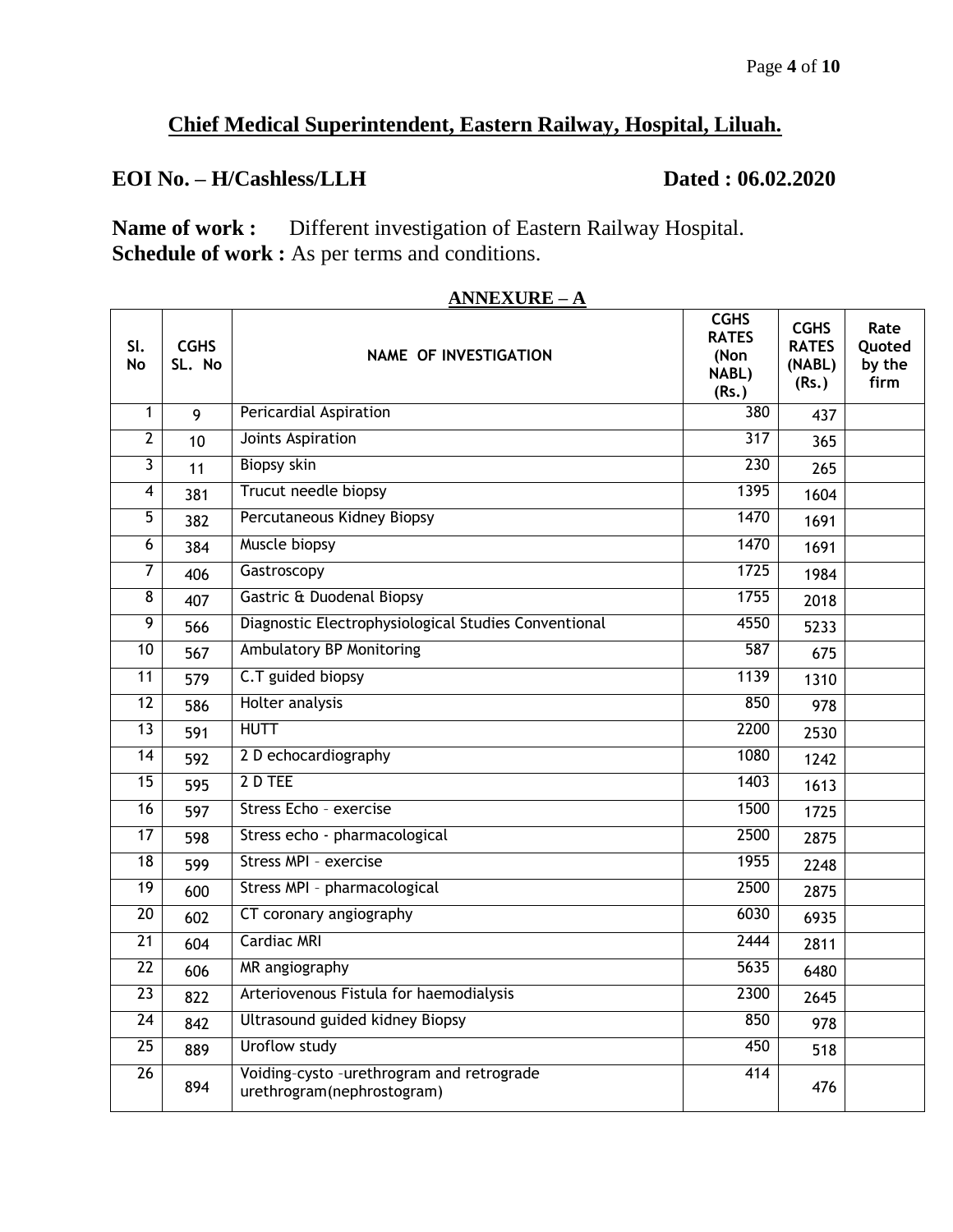## Chief Medical Superintendent, Eastern Railway, Hospital, Liluah.

**EOI No. – H/Cashless/LLH** **Dated : 06.02.2020**

**Name of work :** Different investigation of Eastern Railway Hospital.
**Schedule of work :** As per terms and conditions.

**ANNEXURE – A**

| Sl. No | CGHS SL. No | NAME OF INVESTIGATION | CGHS RATES (Non NABL) (Rs.) | CGHS RATES (NABL) (Rs.) | Rate Quoted by the firm |
|---|---|---|---|---|---|
| 1 | 9 | Pericardial Aspiration | 380 | 437 | |
| 2 | 10 | Joints Aspiration | 317 | 365 | |
| 3 | 11 | Biopsy skin | 230 | 265 | |
| 4 | 381 | Trucut needle biopsy | 1395 | 1604 | |
| 5 | 382 | Percutaneous Kidney Biopsy | 1470 | 1691 | |
| 6 | 384 | Muscle biopsy | 1470 | 1691 | |
| 7 | 406 | Gastroscopy | 1725 | 1984 | |
| 8 | 407 | Gastric & Duodenal Biopsy | 1755 | 2018 | |
| 9 | 566 | Diagnostic Electrophysiological Studies Conventional | 4550 | 5233 | |
| 10 | 567 | Ambulatory BP Monitoring | 587 | 675 | |
| 11 | 579 | C.T guided biopsy | 1139 | 1310 | |
| 12 | 586 | Holter analysis | 850 | 978 | |
| 13 | 591 | HUTT | 2200 | 2530 | |
| 14 | 592 | 2 D echocardiography | 1080 | 1242 | |
| 15 | 595 | 2 D TEE | 1403 | 1613 | |
| 16 | 597 | Stress Echo – exercise | 1500 | 1725 | |
| 17 | 598 | Stress echo - pharmacological | 2500 | 2875 | |
| 18 | 599 | Stress MPI – exercise | 1955 | 2248 | |
| 19 | 600 | Stress MPI – pharmacological | 2500 | 2875 | |
| 20 | 602 | CT coronary angiography | 6030 | 6935 | |
| 21 | 604 | Cardiac MRI | 2444 | 2811 | |
| 22 | 606 | MR angiography | 5635 | 6480 | |
| 23 | 822 | Arteriovenous Fistula for haemodialysis | 2300 | 2645 | |
| 24 | 842 | Ultrasound guided kidney Biopsy | 850 | 978 | |
| 25 | 889 | Uroflow study | 450 | 518 | |
| 26 | 894 | Voiding–cysto –urethrogram and retrograde urethrogram(nephrostogram) | 414 | 476 | |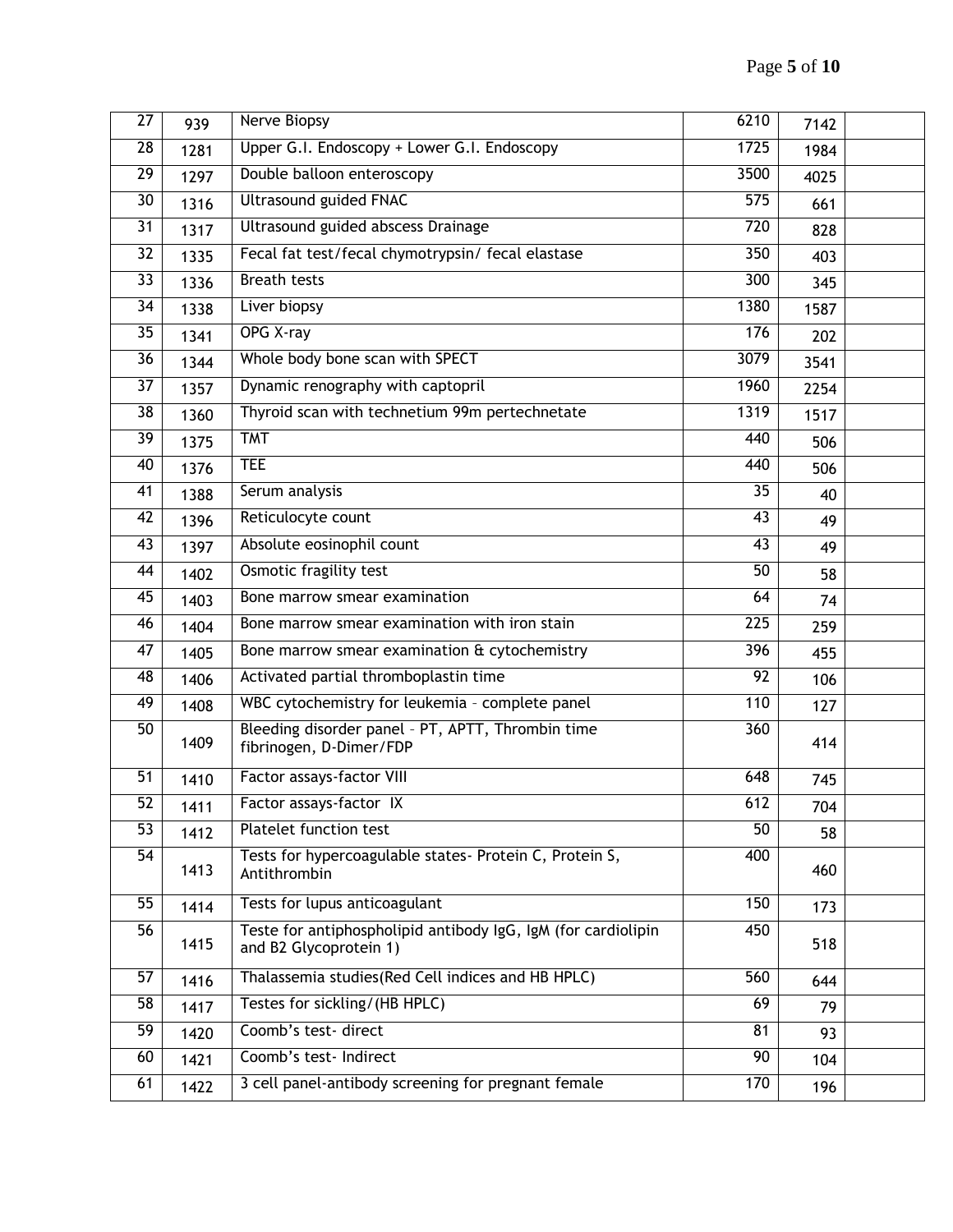| | | | | | |
|---|---|---|---|---|---|
| 27 | 939 | Nerve Biopsy | 6210 | 7142 | |
| 28 | 1281 | Upper G.I. Endoscopy + Lower G.I. Endoscopy | 1725 | 1984 | |
| 29 | 1297 | Double balloon enteroscopy | 3500 | 4025 | |
| 30 | 1316 | Ultrasound guided FNAC | 575 | 661 | |
| 31 | 1317 | Ultrasound guided abscess Drainage | 720 | 828 | |
| 32 | 1335 | Fecal fat test/fecal chymotrypsin/ fecal elastase | 350 | 403 | |
| 33 | 1336 | Breath tests | 300 | 345 | |
| 34 | 1338 | Liver biopsy | 1380 | 1587 | |
| 35 | 1341 | OPG X-ray | 176 | 202 | |
| 36 | 1344 | Whole body bone scan with SPECT | 3079 | 3541 | |
| 37 | 1357 | Dynamic renography with captopril | 1960 | 2254 | |
| 38 | 1360 | Thyroid scan with technetium 99m pertechnetate | 1319 | 1517 | |
| 39 | 1375 | TMT | 440 | 506 | |
| 40 | 1376 | TEE | 440 | 506 | |
| 41 | 1388 | Serum analysis | 35 | 40 | |
| 42 | 1396 | Reticulocyte count | 43 | 49 | |
| 43 | 1397 | Absolute eosinophil count | 43 | 49 | |
| 44 | 1402 | Osmotic fragility test | 50 | 58 | |
| 45 | 1403 | Bone marrow smear examination | 64 | 74 | |
| 46 | 1404 | Bone marrow smear examination with iron stain | 225 | 259 | |
| 47 | 1405 | Bone marrow smear examination & cytochemistry | 396 | 455 | |
| 48 | 1406 | Activated partial thromboplastin time | 92 | 106 | |
| 49 | 1408 | WBC cytochemistry for leukemia – complete panel | 110 | 127 | |
| 50 | 1409 | Bleeding disorder panel – PT, APTT, Thrombin time fibrinogen, D-Dimer/FDP | 360 | 414 | |
| 51 | 1410 | Factor assays-factor VIII | 648 | 745 | |
| 52 | 1411 | Factor assays-factor IX | 612 | 704 | |
| 53 | 1412 | Platelet function test | 50 | 58 | |
| 54 | 1413 | Tests for hypercoagulable states- Protein C, Protein S, Antithrombin | 400 | 460 | |
| 55 | 1414 | Tests for lupus anticoagulant | 150 | 173 | |
| 56 | 1415 | Teste for antiphospholipid antibody IgG, IgM (for cardiolipin and B2 Glycoprotein 1) | 450 | 518 | |
| 57 | 1416 | Thalassemia studies(Red Cell indices and HB HPLC) | 560 | 644 | |
| 58 | 1417 | Testes for sickling/(HB HPLC) | 69 | 79 | |
| 59 | 1420 | Coomb's test- direct | 81 | 93 | |
| 60 | 1421 | Coomb's test- Indirect | 90 | 104 | |
| 61 | 1422 | 3 cell panel-antibody screening for pregnant female | 170 | 196 | |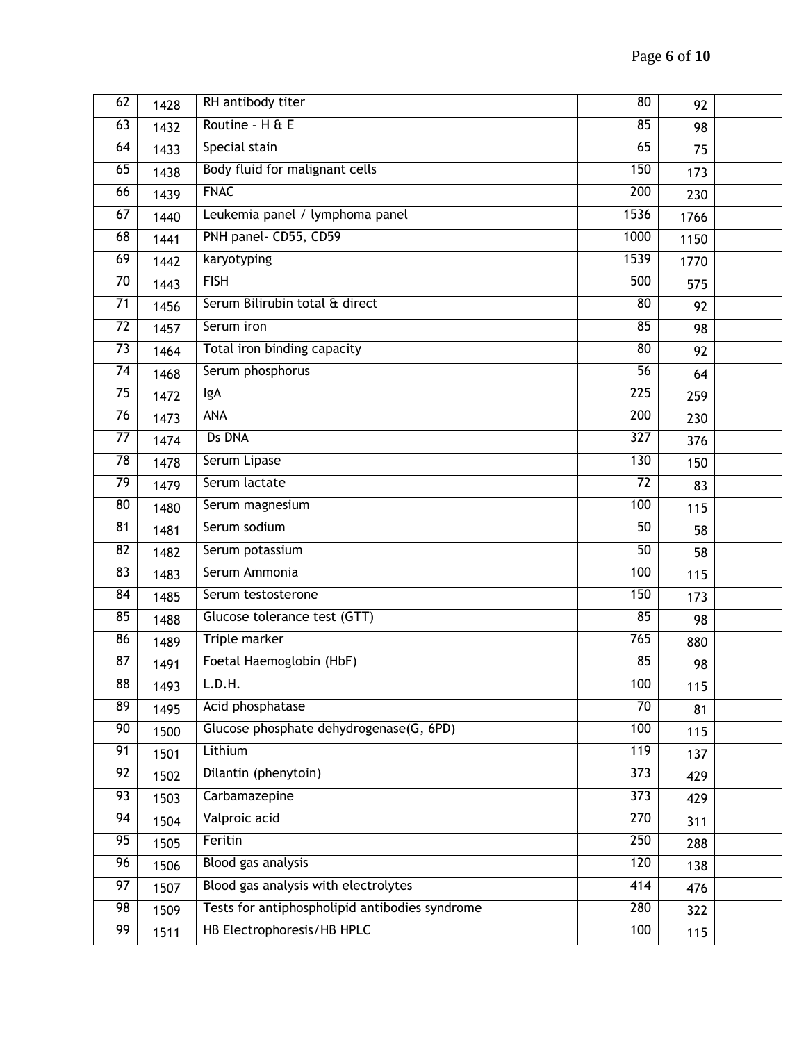| 62 | 1428 | RH antibody titer | 80 | 92 | |
|---|---|---|---|---|---|
| 63 | 1432 | Routine – H & E | 85 | 98 | |
| 64 | 1433 | Special stain | 65 | 75 | |
| 65 | 1438 | Body fluid for malignant cells | 150 | 173 | |
| 66 | 1439 | FNAC | 200 | 230 | |
| 67 | 1440 | Leukemia panel / lymphoma panel | 1536 | 1766 | |
| 68 | 1441 | PNH panel- CD55, CD59 | 1000 | 1150 | |
| 69 | 1442 | karyotyping | 1539 | 1770 | |
| 70 | 1443 | FISH | 500 | 575 | |
| 71 | 1456 | Serum Bilirubin total & direct | 80 | 92 | |
| 72 | 1457 | Serum iron | 85 | 98 | |
| 73 | 1464 | Total iron binding capacity | 80 | 92 | |
| 74 | 1468 | Serum phosphorus | 56 | 64 | |
| 75 | 1472 | IgA | 225 | 259 | |
| 76 | 1473 | ANA | 200 | 230 | |
| 77 | 1474 | Ds DNA | 327 | 376 | |
| 78 | 1478 | Serum Lipase | 130 | 150 | |
| 79 | 1479 | Serum lactate | 72 | 83 | |
| 80 | 1480 | Serum magnesium | 100 | 115 | |
| 81 | 1481 | Serum sodium | 50 | 58 | |
| 82 | 1482 | Serum potassium | 50 | 58 | |
| 83 | 1483 | Serum Ammonia | 100 | 115 | |
| 84 | 1485 | Serum testosterone | 150 | 173 | |
| 85 | 1488 | Glucose tolerance test (GTT) | 85 | 98 | |
| 86 | 1489 | Triple marker | 765 | 880 | |
| 87 | 1491 | Foetal Haemoglobin (HbF) | 85 | 98 | |
| 88 | 1493 | L.D.H. | 100 | 115 | |
| 89 | 1495 | Acid phosphatase | 70 | 81 | |
| 90 | 1500 | Glucose phosphate dehydrogenase(G, 6PD) | 100 | 115 | |
| 91 | 1501 | Lithium | 119 | 137 | |
| 92 | 1502 | Dilantin (phenytoin) | 373 | 429 | |
| 93 | 1503 | Carbamazepine | 373 | 429 | |
| 94 | 1504 | Valproic acid | 270 | 311 | |
| 95 | 1505 | Feritin | 250 | 288 | |
| 96 | 1506 | Blood gas analysis | 120 | 138 | |
| 97 | 1507 | Blood gas analysis with electrolytes | 414 | 476 | |
| 98 | 1509 | Tests for antiphospholipid antibodies syndrome | 280 | 322 | |
| 99 | 1511 | HB Electrophoresis/HB HPLC | 100 | 115 | |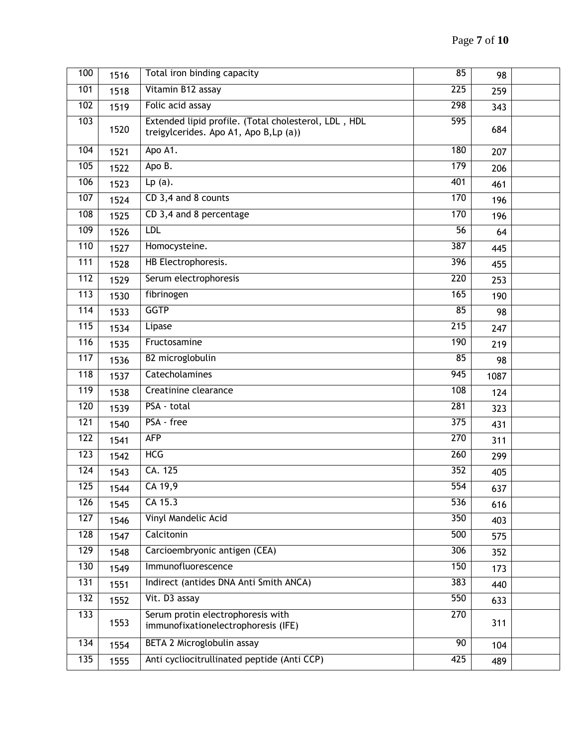| 100 | 1516 | Total iron binding capacity | 85 | 98 | |
|---|---|---|---|---|---|
| 101 | 1518 | Vitamin B12 assay | 225 | 259 | |
| 102 | 1519 | Folic acid assay | 298 | 343 | |
| 103 | 1520 | Extended lipid profile. (Total cholesterol, LDL , HDL treigylcerides. Apo A1, Apo B,Lp (a)) | 595 | 684 | |
| 104 | 1521 | Apo A1. | 180 | 207 | |
| 105 | 1522 | Apo B. | 179 | 206 | |
| 106 | 1523 | Lp (a). | 401 | 461 | |
| 107 | 1524 | CD 3,4 and 8 counts | 170 | 196 | |
| 108 | 1525 | CD 3,4 and 8 percentage | 170 | 196 | |
| 109 | 1526 | LDL | 56 | 64 | |
| 110 | 1527 | Homocysteine. | 387 | 445 | |
| 111 | 1528 | HB Electrophoresis. | 396 | 455 | |
| 112 | 1529 | Serum electrophoresis | 220 | 253 | |
| 113 | 1530 | fibrinogen | 165 | 190 | |
| 114 | 1533 | GGTP | 85 | 98 | |
| 115 | 1534 | Lipase | 215 | 247 | |
| 116 | 1535 | Fructosamine | 190 | 219 | |
| 117 | 1536 | B2 microglobulin | 85 | 98 | |
| 118 | 1537 | Catecholamines | 945 | 1087 | |
| 119 | 1538 | Creatinine clearance | 108 | 124 | |
| 120 | 1539 | PSA - total | 281 | 323 | |
| 121 | 1540 | PSA - free | 375 | 431 | |
| 122 | 1541 | AFP | 270 | 311 | |
| 123 | 1542 | HCG | 260 | 299 | |
| 124 | 1543 | CA. 125 | 352 | 405 | |
| 125 | 1544 | CA 19,9 | 554 | 637 | |
| 126 | 1545 | CA 15.3 | 536 | 616 | |
| 127 | 1546 | Vinyl Mandelic Acid | 350 | 403 | |
| 128 | 1547 | Calcitonin | 500 | 575 | |
| 129 | 1548 | Carcioembryonic antigen (CEA) | 306 | 352 | |
| 130 | 1549 | Immunofluorescence | 150 | 173 | |
| 131 | 1551 | Indirect (antides DNA Anti Smith ANCA) | 383 | 440 | |
| 132 | 1552 | Vit. D3 assay | 550 | 633 | |
| 133 | 1553 | Serum protin electrophoresis with immunofixationelectrophoresis (IFE) | 270 | 311 | |
| 134 | 1554 | BETA 2 Microglobulin assay | 90 | 104 | |
| 135 | 1555 | Anti cycliocitrullinated peptide (Anti CCP) | 425 | 489 | |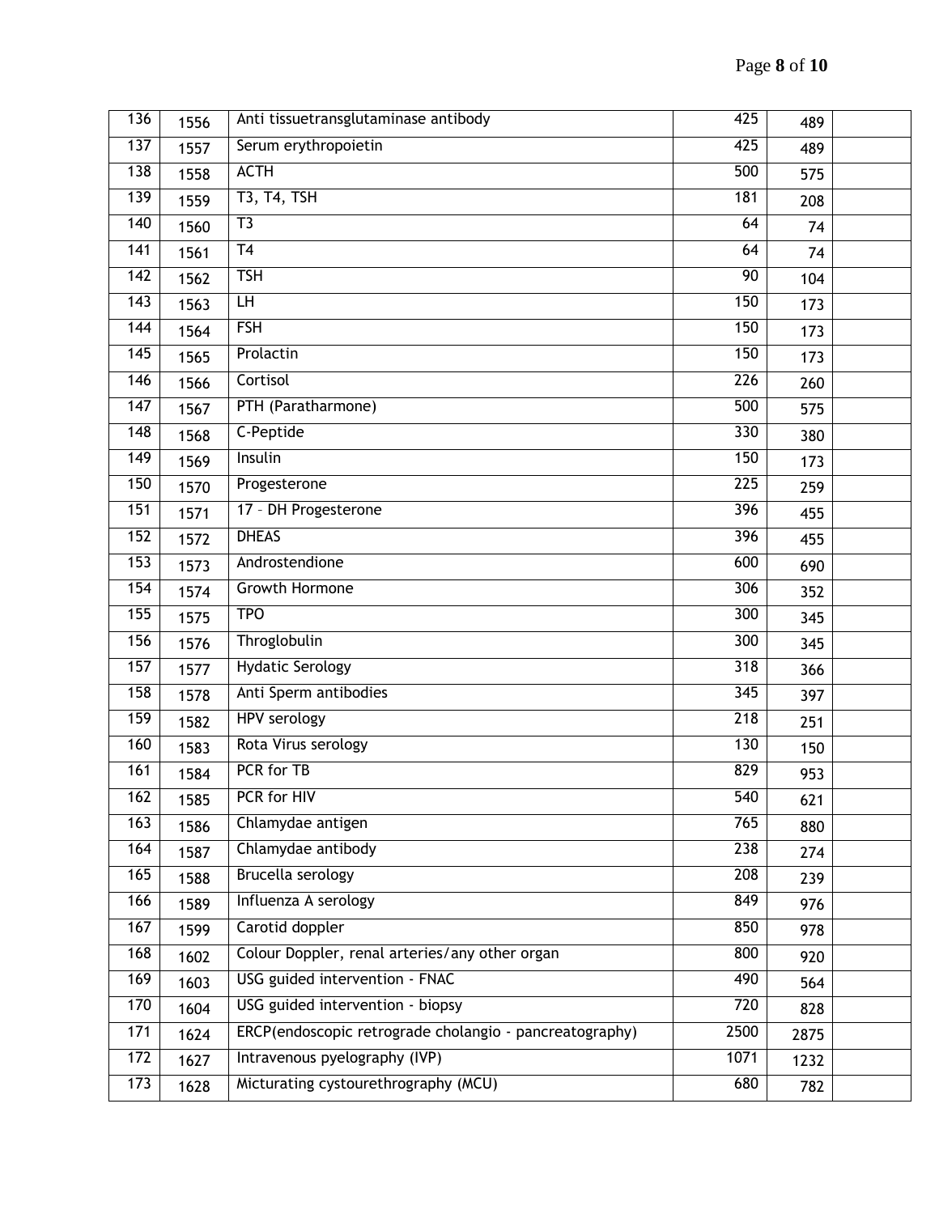| 136 | 1556 | Anti tissuetransglutaminase antibody | 425 | 489 | |
|---|---|---|---|---|---|
| 137 | 1557 | Serum erythropoietin | 425 | 489 | |
| 138 | 1558 | ACTH | 500 | 575 | |
| 139 | 1559 | T3, T4, TSH | 181 | 208 | |
| 140 | 1560 | T3 | 64 | 74 | |
| 141 | 1561 | T4 | 64 | 74 | |
| 142 | 1562 | TSH | 90 | 104 | |
| 143 | 1563 | LH | 150 | 173 | |
| 144 | 1564 | FSH | 150 | 173 | |
| 145 | 1565 | Prolactin | 150 | 173 | |
| 146 | 1566 | Cortisol | 226 | 260 | |
| 147 | 1567 | PTH (Paratharmone) | 500 | 575 | |
| 148 | 1568 | C-Peptide | 330 | 380 | |
| 149 | 1569 | Insulin | 150 | 173 | |
| 150 | 1570 | Progesterone | 225 | 259 | |
| 151 | 1571 | 17 – DH Progesterone | 396 | 455 | |
| 152 | 1572 | DHEAS | 396 | 455 | |
| 153 | 1573 | Androstendione | 600 | 690 | |
| 154 | 1574 | Growth Hormone | 306 | 352 | |
| 155 | 1575 | TPO | 300 | 345 | |
| 156 | 1576 | Throglobulin | 300 | 345 | |
| 157 | 1577 | Hydatic Serology | 318 | 366 | |
| 158 | 1578 | Anti Sperm antibodies | 345 | 397 | |
| 159 | 1582 | HPV serology | 218 | 251 | |
| 160 | 1583 | Rota Virus serology | 130 | 150 | |
| 161 | 1584 | PCR for TB | 829 | 953 | |
| 162 | 1585 | PCR for HIV | 540 | 621 | |
| 163 | 1586 | Chlamydae antigen | 765 | 880 | |
| 164 | 1587 | Chlamydae antibody | 238 | 274 | |
| 165 | 1588 | Brucella serology | 208 | 239 | |
| 166 | 1589 | Influenza A serology | 849 | 976 | |
| 167 | 1599 | Carotid doppler | 850 | 978 | |
| 168 | 1602 | Colour Doppler, renal arteries/any other organ | 800 | 920 | |
| 169 | 1603 | USG guided intervention - FNAC | 490 | 564 | |
| 170 | 1604 | USG guided intervention - biopsy | 720 | 828 | |
| 171 | 1624 | ERCP(endoscopic retrograde cholangio - pancreatography) | 2500 | 2875 | |
| 172 | 1627 | Intravenous pyelography (IVP) | 1071 | 1232 | |
| 173 | 1628 | Micturating cystourethrography (MCU) | 680 | 782 | |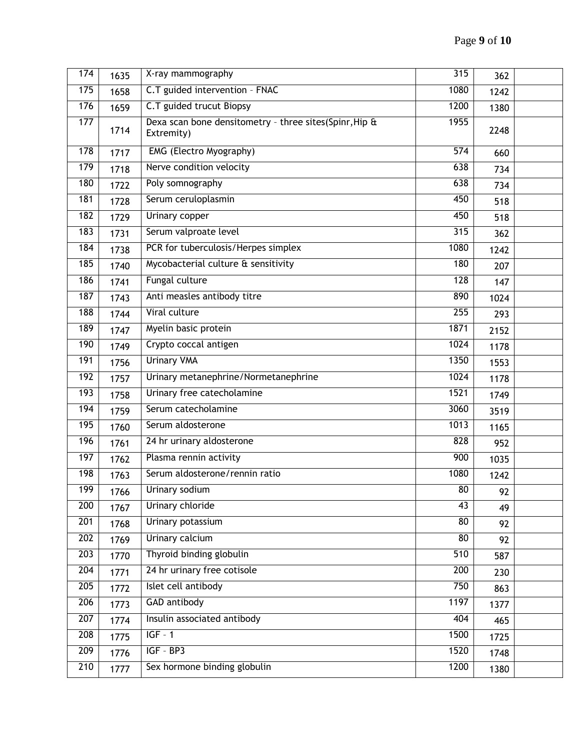| 174 | 1635 | X-ray mammography | 315 | 362 | |
|---|---|---|---|---|---|
| 175 | 1658 | C.T guided intervention – FNAC | 1080 | 1242 | |
| 176 | 1659 | C.T guided trucut Biopsy | 1200 | 1380 | |
| 177 | 1714 | Dexa scan bone densitometry – three sites(Spinr,Hip & Extremity) | 1955 | 2248 | |
| 178 | 1717 | EMG (Electro Myography) | 574 | 660 | |
| 179 | 1718 | Nerve condition velocity | 638 | 734 | |
| 180 | 1722 | Poly somnography | 638 | 734 | |
| 181 | 1728 | Serum ceruloplasmin | 450 | 518 | |
| 182 | 1729 | Urinary copper | 450 | 518 | |
| 183 | 1731 | Serum valproate level | 315 | 362 | |
| 184 | 1738 | PCR for tuberculosis/Herpes simplex | 1080 | 1242 | |
| 185 | 1740 | Mycobacterial culture & sensitivity | 180 | 207 | |
| 186 | 1741 | Fungal culture | 128 | 147 | |
| 187 | 1743 | Anti measles antibody titre | 890 | 1024 | |
| 188 | 1744 | Viral culture | 255 | 293 | |
| 189 | 1747 | Myelin basic protein | 1871 | 2152 | |
| 190 | 1749 | Crypto coccal antigen | 1024 | 1178 | |
| 191 | 1756 | Urinary VMA | 1350 | 1553 | |
| 192 | 1757 | Urinary metanephrine/Normetanephrine | 1024 | 1178 | |
| 193 | 1758 | Urinary free catecholamine | 1521 | 1749 | |
| 194 | 1759 | Serum catecholamine | 3060 | 3519 | |
| 195 | 1760 | Serum aldosterone | 1013 | 1165 | |
| 196 | 1761 | 24 hr urinary aldosterone | 828 | 952 | |
| 197 | 1762 | Plasma rennin activity | 900 | 1035 | |
| 198 | 1763 | Serum aldosterone/rennin ratio | 1080 | 1242 | |
| 199 | 1766 | Urinary sodium | 80 | 92 | |
| 200 | 1767 | Urinary chloride | 43 | 49 | |
| 201 | 1768 | Urinary potassium | 80 | 92 | |
| 202 | 1769 | Urinary calcium | 80 | 92 | |
| 203 | 1770 | Thyroid binding globulin | 510 | 587 | |
| 204 | 1771 | 24 hr urinary free cotisole | 200 | 230 | |
| 205 | 1772 | Islet cell antibody | 750 | 863 | |
| 206 | 1773 | GAD antibody | 1197 | 1377 | |
| 207 | 1774 | Insulin associated antibody | 404 | 465 | |
| 208 | 1775 | IGF – 1 | 1500 | 1725 | |
| 209 | 1776 | IGF – BP3 | 1520 | 1748 | |
| 210 | 1777 | Sex hormone binding globulin | 1200 | 1380 | |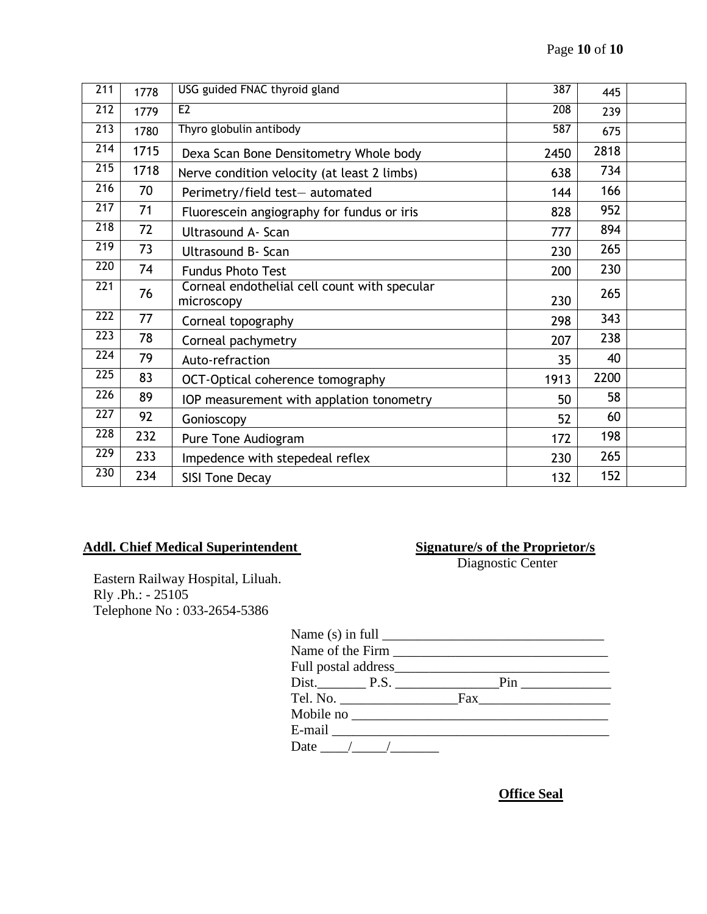| | | | | | |
|---|---|---|---|---|---|
| 211 | 1778 | USG guided FNAC thyroid gland | 387 | 445 | |
| 212 | 1779 | E2 | 208 | 239 | |
| 213 | 1780 | Thyro globulin antibody | 587 | 675 | |
| 214 | 1715 | Dexa Scan Bone Densitometry Whole body | 2450 | 2818 | |
| 215 | 1718 | Nerve condition velocity (at least 2 limbs) | 638 | 734 | |
| 216 | 70 | Perimetry/field test— automated | 144 | 166 | |
| 217 | 71 | Fluorescein angiography for fundus or iris | 828 | 952 | |
| 218 | 72 | Ultrasound A- Scan | 777 | 894 | |
| 219 | 73 | Ultrasound B- Scan | 230 | 265 | |
| 220 | 74 | Fundus Photo Test | 200 | 230 | |
| 221 | 76 | Corneal endothelial cell count with specular microscopy | 230 | 265 | |
| 222 | 77 | Corneal topography | 298 | 343 | |
| 223 | 78 | Corneal pachymetry | 207 | 238 | |
| 224 | 79 | Auto-refraction | 35 | 40 | |
| 225 | 83 | OCT-Optical coherence tomography | 1913 | 2200 | |
| 226 | 89 | IOP measurement with applation tonometry | 50 | 58 | |
| 227 | 92 | Gonioscopy | 52 | 60 | |
| 228 | 232 | Pure Tone Audiogram | 172 | 198 | |
| 229 | 233 | Impedence with stepedeal reflex | 230 | 265 | |
| 230 | 234 | SISI Tone Decay | 132 | 152 | |

**Addl. Chief Medical Superintendent**

Eastern Railway Hospital, Liluah.
Rly .Ph.: - 25105
Telephone No : 033-2654-5386

**Signature/s of the Proprietor/s**
Diagnostic Center

Name (s) in full ________________________________
Name of the Firm _______________________________
Full postal address_______________________________
Dist._______ P.S. _______________Pin _____________
Tel. No. ________________Fax___________________
Mobile no ____________________________________
E-mail _______________________________________
Date ____/_____/_______

**Office Seal**